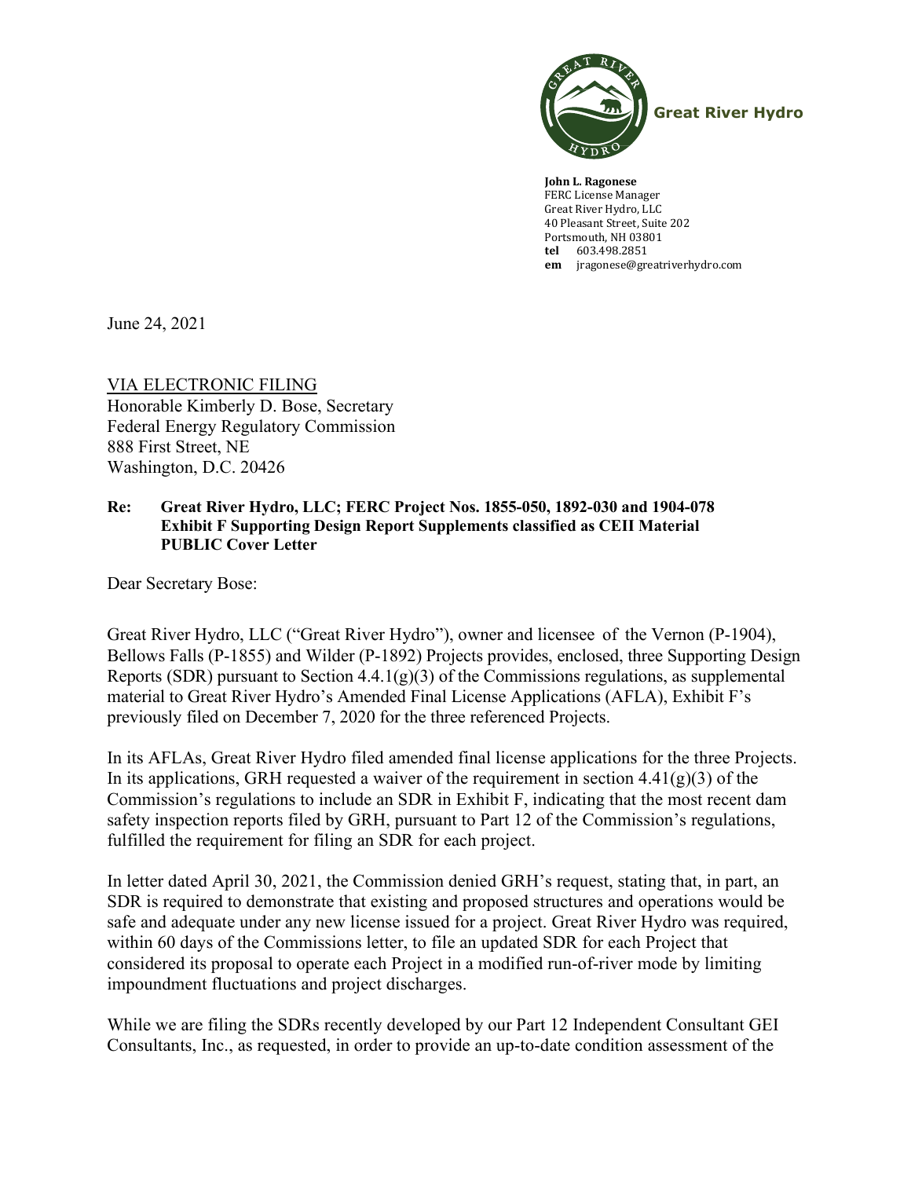Great River Hydro

**John L. Ragonese**
FERC License Manager
Great River Hydro, LLC
40 Pleasant Street, Suite 202
Portsmouth, NH 03801
**tel** 603.498.2851
**em** jragonese@greatriverhydro.com

June 24, 2021

VIA ELECTRONIC FILING
Honorable Kimberly D. Bose, Secretary
Federal Energy Regulatory Commission
888 First Street, NE
Washington, D.C. 20426

**Re: Great River Hydro, LLC; FERC Project Nos. 1855-050, 1892-030 and 1904-078**
**Exhibit F Supporting Design Report Supplements classified as CEII Material**
**PUBLIC Cover Letter**

Dear Secretary Bose:

Great River Hydro, LLC ("Great River Hydro"), owner and licensee of the Vernon (P-1904), Bellows Falls (P-1855) and Wilder (P-1892) Projects provides, enclosed, three Supporting Design Reports (SDR) pursuant to Section 4.4.1(g)(3) of the Commissions regulations, as supplemental material to Great River Hydro's Amended Final License Applications (AFLA), Exhibit F's previously filed on December 7, 2020 for the three referenced Projects.

In its AFLAs, Great River Hydro filed amended final license applications for the three Projects. In its applications, GRH requested a waiver of the requirement in section 4.41(g)(3) of the Commission's regulations to include an SDR in Exhibit F, indicating that the most recent dam safety inspection reports filed by GRH, pursuant to Part 12 of the Commission's regulations, fulfilled the requirement for filing an SDR for each project.

In letter dated April 30, 2021, the Commission denied GRH's request, stating that, in part, an SDR is required to demonstrate that existing and proposed structures and operations would be safe and adequate under any new license issued for a project. Great River Hydro was required, within 60 days of the Commissions letter, to file an updated SDR for each Project that considered its proposal to operate each Project in a modified run-of-river mode by limiting impoundment fluctuations and project discharges.

While we are filing the SDRs recently developed by our Part 12 Independent Consultant GEI Consultants, Inc., as requested, in order to provide an up-to-date condition assessment of the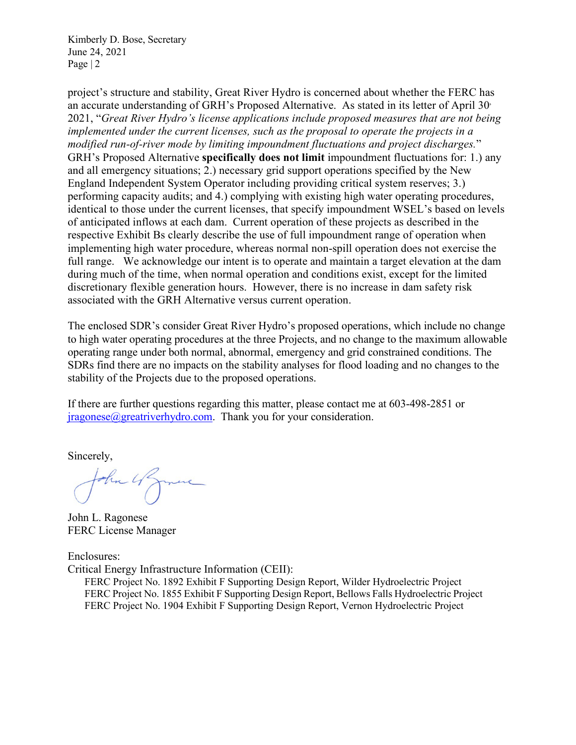project's structure and stability, Great River Hydro is concerned about whether the FERC has an accurate understanding of GRH's Proposed Alternative. As stated in its letter of April 30, 2021, "*Great River Hydro's license applications include proposed measures that are not being implemented under the current licenses, such as the proposal to operate the projects in a modified run-of-river mode by limiting impoundment fluctuations and project discharges.*" GRH's Proposed Alternative **specifically does not limit** impoundment fluctuations for: 1.) any and all emergency situations; 2.) necessary grid support operations specified by the New England Independent System Operator including providing critical system reserves; 3.) performing capacity audits; and 4.) complying with existing high water operating procedures, identical to those under the current licenses, that specify impoundment WSEL's based on levels of anticipated inflows at each dam. Current operation of these projects as described in the respective Exhibit Bs clearly describe the use of full impoundment range of operation when implementing high water procedure, whereas normal non-spill operation does not exercise the full range. We acknowledge our intent is to operate and maintain a target elevation at the dam during much of the time, when normal operation and conditions exist, except for the limited discretionary flexible generation hours. However, there is no increase in dam safety risk associated with the GRH Alternative versus current operation.

The enclosed SDR's consider Great River Hydro's proposed operations, which include no change to high water operating procedures at the three Projects, and no change to the maximum allowable operating range under both normal, abnormal, emergency and grid constrained conditions. The SDRs find there are no impacts on the stability analyses for flood loading and no changes to the stability of the Projects due to the proposed operations.

If there are further questions regarding this matter, please contact me at 603-498-2851 or jragonese@greatriverhydro.com. Thank you for your consideration.

Sincerely,

John L. Ragonese
FERC License Manager

Enclosures:
Critical Energy Infrastructure Information (CEII):
FERC Project No. 1892 Exhibit F Supporting Design Report, Wilder Hydroelectric Project
FERC Project No. 1855 Exhibit F Supporting Design Report, Bellows Falls Hydroelectric Project
FERC Project No. 1904 Exhibit F Supporting Design Report, Vernon Hydroelectric Project